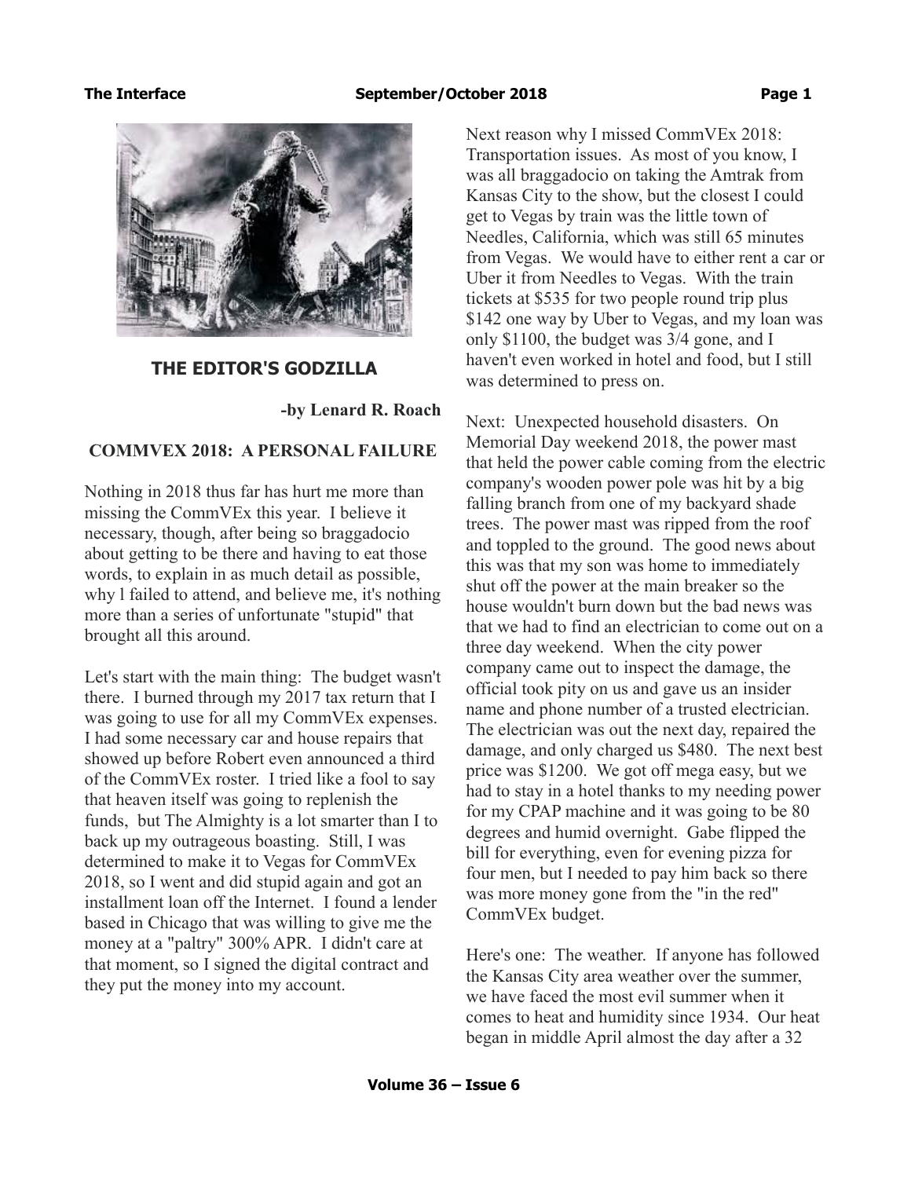## THE EDITOR'S GODZILLA

**-by Lenard R. Roach**

### COMMVEX 2018: A PERSONAL FAILURE

Nothing in 2018 thus far has hurt me more than missing the CommVEx this year. I believe it necessary, though, after being so braggadocio about getting to be there and having to eat those words, to explain in as much detail as possible, why l failed to attend, and believe me, it's nothing more than a series of unfortunate "stupid" that brought all this around.

Let's start with the main thing: The budget wasn't there. I burned through my 2017 tax return that I was going to use for all my CommVEx expenses. I had some necessary car and house repairs that showed up before Robert even announced a third of the CommVEx roster. I tried like a fool to say that heaven itself was going to replenish the funds, but The Almighty is a lot smarter than I to back up my outrageous boasting. Still, I was determined to make it to Vegas for CommVEx 2018, so I went and did stupid again and got an installment loan off the Internet. I found a lender based in Chicago that was willing to give me the money at a "paltry" 300% APR. I didn't care at that moment, so I signed the digital contract and they put the money into my account.

Next reason why I missed CommVEx 2018: Transportation issues. As most of you know, I was all braggadocio on taking the Amtrak from Kansas City to the show, but the closest I could get to Vegas by train was the little town of Needles, California, which was still 65 minutes from Vegas. We would have to either rent a car or Uber it from Needles to Vegas. With the train tickets at $535 for two people round trip plus $142 one way by Uber to Vegas, and my loan was only $1100, the budget was 3/4 gone, and I haven't even worked in hotel and food, but I still was determined to press on.

Next: Unexpected household disasters. On Memorial Day weekend 2018, the power mast that held the power cable coming from the electric company's wooden power pole was hit by a big falling branch from one of my backyard shade trees. The power mast was ripped from the roof and toppled to the ground. The good news about this was that my son was home to immediately shut off the power at the main breaker so the house wouldn't burn down but the bad news was that we had to find an electrician to come out on a three day weekend. When the city power company came out to inspect the damage, the official took pity on us and gave us an insider name and phone number of a trusted electrician. The electrician was out the next day, repaired the damage, and only charged us $480. The next best price was $1200. We got off mega easy, but we had to stay in a hotel thanks to my needing power for my CPAP machine and it was going to be 80 degrees and humid overnight. Gabe flipped the bill for everything, even for evening pizza for four men, but I needed to pay him back so there was more money gone from the "in the red" CommVEx budget.

Here's one: The weather. If anyone has followed the Kansas City area weather over the summer, we have faced the most evil summer when it comes to heat and humidity since 1934. Our heat began in middle April almost the day after a 32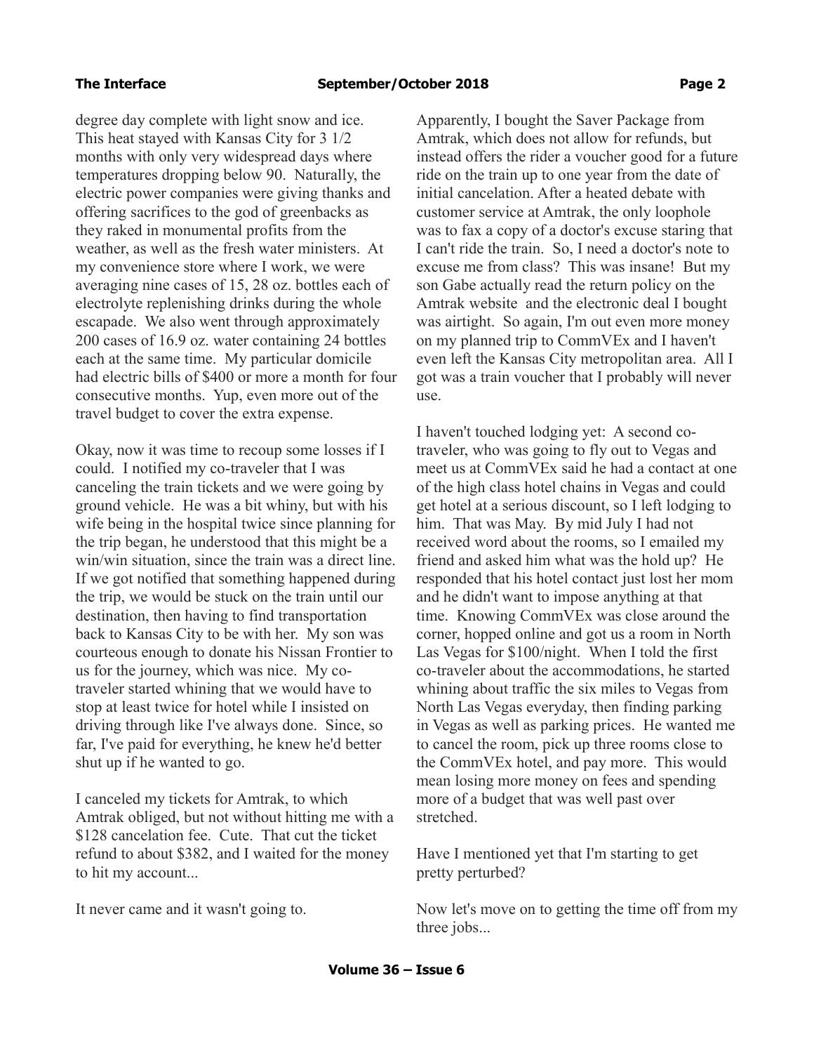degree day complete with light snow and ice. This heat stayed with Kansas City for 3 1/2 months with only very widespread days where temperatures dropping below 90. Naturally, the electric power companies were giving thanks and offering sacrifices to the god of greenbacks as they raked in monumental profits from the weather, as well as the fresh water ministers. At my convenience store where I work, we were averaging nine cases of 15, 28 oz. bottles each of electrolyte replenishing drinks during the whole escapade. We also went through approximately 200 cases of 16.9 oz. water containing 24 bottles each at the same time. My particular domicile had electric bills of $400 or more a month for four consecutive months. Yup, even more out of the travel budget to cover the extra expense.

Okay, now it was time to recoup some losses if I could. I notified my co-traveler that I was canceling the train tickets and we were going by ground vehicle. He was a bit whiny, but with his wife being in the hospital twice since planning for the trip began, he understood that this might be a win/win situation, since the train was a direct line. If we got notified that something happened during the trip, we would be stuck on the train until our destination, then having to find transportation back to Kansas City to be with her. My son was courteous enough to donate his Nissan Frontier to us for the journey, which was nice. My co-traveler started whining that we would have to stop at least twice for hotel while I insisted on driving through like I've always done. Since, so far, I've paid for everything, he knew he'd better shut up if he wanted to go.

I canceled my tickets for Amtrak, to which Amtrak obliged, but not without hitting me with a $128 cancelation fee. Cute. That cut the ticket refund to about $382, and I waited for the money to hit my account...

It never came and it wasn't going to.

Apparently, I bought the Saver Package from Amtrak, which does not allow for refunds, but instead offers the rider a voucher good for a future ride on the train up to one year from the date of initial cancelation. After a heated debate with customer service at Amtrak, the only loophole was to fax a copy of a doctor's excuse staring that I can't ride the train. So, I need a doctor's note to excuse me from class? This was insane! But my son Gabe actually read the return policy on the Amtrak website and the electronic deal I bought was airtight. So again, I'm out even more money on my planned trip to CommVEx and I haven't even left the Kansas City metropolitan area. All I got was a train voucher that I probably will never use.

I haven't touched lodging yet: A second co-traveler, who was going to fly out to Vegas and meet us at CommVEx said he had a contact at one of the high class hotel chains in Vegas and could get hotel at a serious discount, so I left lodging to him. That was May. By mid July I had not received word about the rooms, so I emailed my friend and asked him what was the hold up? He responded that his hotel contact just lost her mom and he didn't want to impose anything at that time. Knowing CommVEx was close around the corner, hopped online and got us a room in North Las Vegas for $100/night. When I told the first co-traveler about the accommodations, he started whining about traffic the six miles to Vegas from North Las Vegas everyday, then finding parking in Vegas as well as parking prices. He wanted me to cancel the room, pick up three rooms close to the CommVEx hotel, and pay more. This would mean losing more money on fees and spending more of a budget that was well past over stretched.

Have I mentioned yet that I'm starting to get pretty perturbed?

Now let's move on to getting the time off from my three jobs...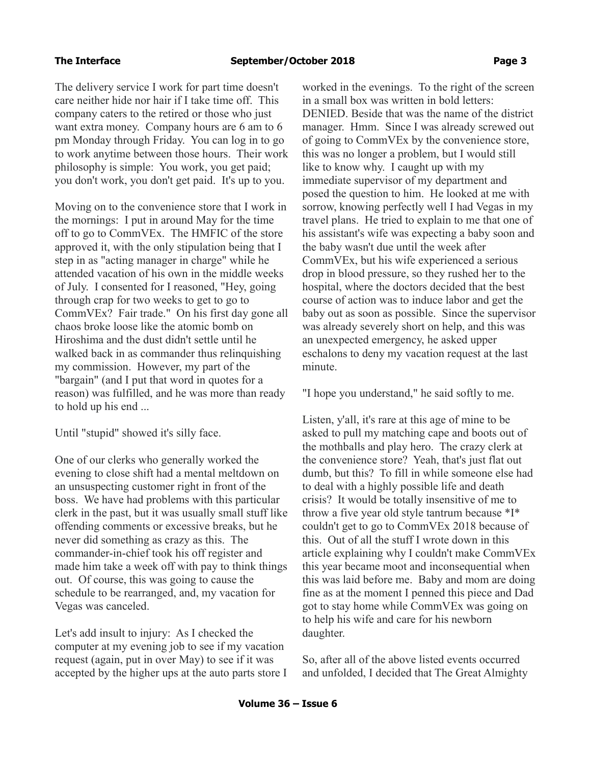The delivery service I work for part time doesn't care neither hide nor hair if I take time off. This company caters to the retired or those who just want extra money. Company hours are 6 am to 6 pm Monday through Friday. You can log in to go to work anytime between those hours. Their work philosophy is simple: You work, you get paid; you don't work, you don't get paid. It's up to you.

Moving on to the convenience store that I work in the mornings: I put in around May for the time off to go to CommVEx. The HMFIC of the store approved it, with the only stipulation being that I step in as "acting manager in charge" while he attended vacation of his own in the middle weeks of July. I consented for I reasoned, "Hey, going through crap for two weeks to get to go to CommVEx? Fair trade." On his first day gone all chaos broke loose like the atomic bomb on Hiroshima and the dust didn't settle until he walked back in as commander thus relinquishing my commission. However, my part of the "bargain" (and I put that word in quotes for a reason) was fulfilled, and he was more than ready to hold up his end ...

Until "stupid" showed it's silly face.

One of our clerks who generally worked the evening to close shift had a mental meltdown on an unsuspecting customer right in front of the boss. We have had problems with this particular clerk in the past, but it was usually small stuff like offending comments or excessive breaks, but he never did something as crazy as this. The commander-in-chief took his off register and made him take a week off with pay to think things out. Of course, this was going to cause the schedule to be rearranged, and, my vacation for Vegas was canceled.

Let's add insult to injury: As I checked the computer at my evening job to see if my vacation request (again, put in over May) to see if it was accepted by the higher ups at the auto parts store I worked in the evenings. To the right of the screen in a small box was written in bold letters: DENIED. Beside that was the name of the district manager. Hmm. Since I was already screwed out of going to CommVEx by the convenience store, this was no longer a problem, but I would still like to know why. I caught up with my immediate supervisor of my department and posed the question to him. He looked at me with sorrow, knowing perfectly well I had Vegas in my travel plans. He tried to explain to me that one of his assistant's wife was expecting a baby soon and the baby wasn't due until the week after CommVEx, but his wife experienced a serious drop in blood pressure, so they rushed her to the hospital, where the doctors decided that the best course of action was to induce labor and get the baby out as soon as possible. Since the supervisor was already severely short on help, and this was an unexpected emergency, he asked upper eschalons to deny my vacation request at the last minute.

"I hope you understand," he said softly to me.

Listen, y'all, it's rare at this age of mine to be asked to pull my matching cape and boots out of the mothballs and play hero. The crazy clerk at the convenience store? Yeah, that's just flat out dumb, but this? To fill in while someone else had to deal with a highly possible life and death crisis? It would be totally insensitive of me to throw a five year old style tantrum because *I* couldn't get to go to CommVEx 2018 because of this. Out of all the stuff I wrote down in this article explaining why I couldn't make CommVEx this year became moot and inconsequential when this was laid before me. Baby and mom are doing fine as at the moment I penned this piece and Dad got to stay home while CommVEx was going on to help his wife and care for his newborn daughter.

So, after all of the above listed events occurred and unfolded, I decided that The Great Almighty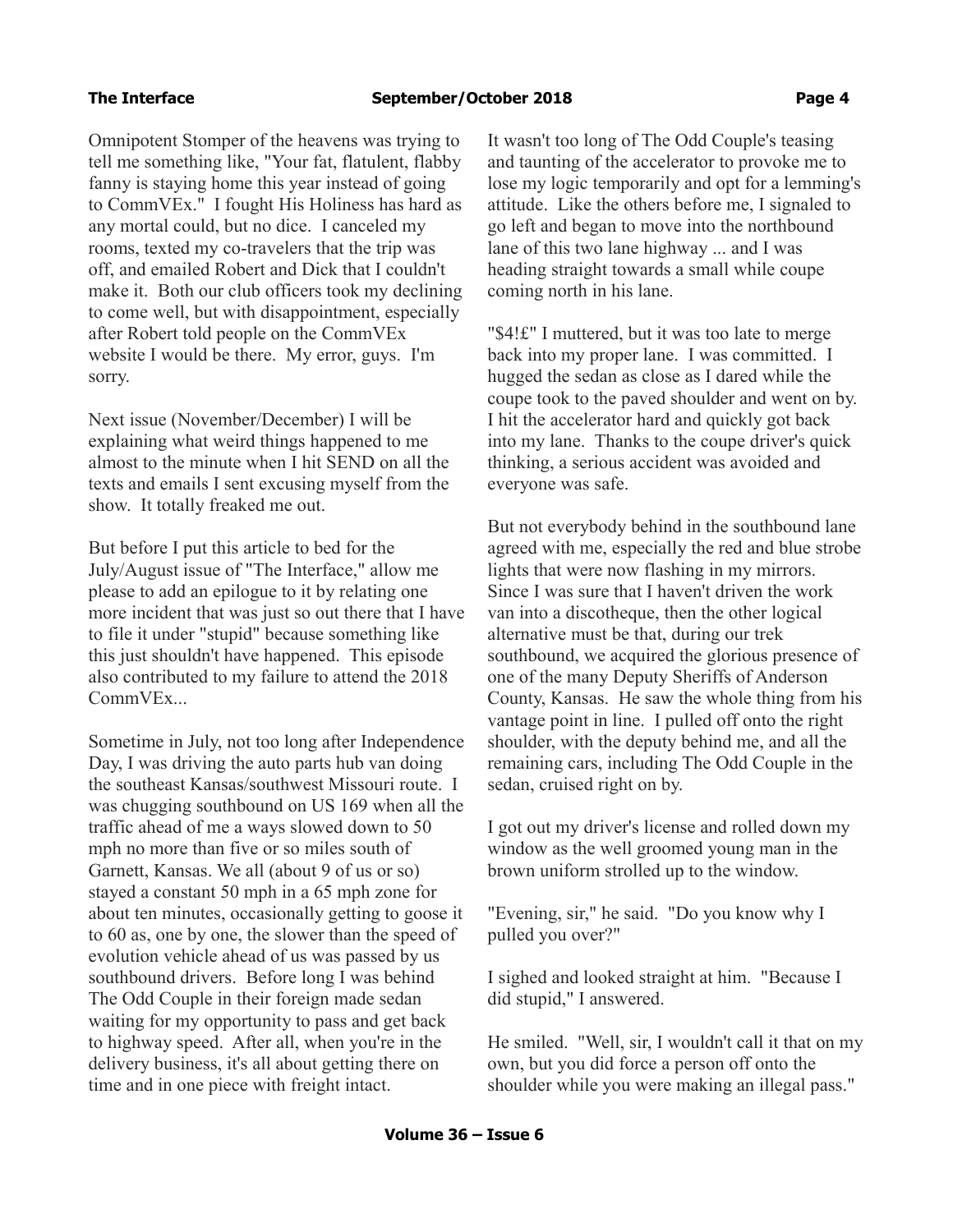Omnipotent Stomper of the heavens was trying to tell me something like, "Your fat, flatulent, flabby fanny is staying home this year instead of going to CommVEx." I fought His Holiness has as hard as any mortal could, but no dice. I canceled my rooms, texted my co-travelers that the trip was off, and emailed Robert and Dick that I couldn't make it. Both our club officers took my declining to come well, but with disappointment, especially after Robert told people on the CommVEx website I would be there. My error, guys. I'm sorry.

Next issue (November/December) I will be explaining what weird things happened to me almost to the minute when I hit SEND on all the texts and emails I sent excusing myself from the show. It totally freaked me out.

But before I put this article to bed for the July/August issue of "The Interface," allow me please to add an epilogue to it by relating one more incident that was just so out there that I have to file it under "stupid" because something like this just shouldn't have happened. This episode also contributed to my failure to attend the 2018 CommVEx...

Sometime in July, not too long after Independence Day, I was driving the auto parts hub van doing the southeast Kansas/southwest Missouri route. I was chugging southbound on US 169 when all the traffic ahead of me a ways slowed down to 50 mph no more than five or so miles south of Garnett, Kansas. We all (about 9 of us or so) stayed a constant 50 mph in a 65 mph zone for about ten minutes, occasionally getting to goose it to 60 as, one by one, the slower than the speed of evolution vehicle ahead of us was passed by us southbound drivers. Before long I was behind The Odd Couple in their foreign made sedan waiting for my opportunity to pass and get back to highway speed. After all, when you're in the delivery business, it's all about getting there on time and in one piece with freight intact.

It wasn't too long of The Odd Couple's teasing and taunting of the accelerator to provoke me to lose my logic temporarily and opt for a lemming's attitude. Like the others before me, I signaled to go left and began to move into the northbound lane of this two lane highway ... and I was heading straight towards a small while coupe coming north in his lane.

"$4!£" I muttered, but it was too late to merge back into my proper lane. I was committed. I hugged the sedan as close as I dared while the coupe took to the paved shoulder and went on by. I hit the accelerator hard and quickly got back into my lane. Thanks to the coupe driver's quick thinking, a serious accident was avoided and everyone was safe.

But not everybody behind in the southbound lane agreed with me, especially the red and blue strobe lights that were now flashing in my mirrors. Since I was sure that I haven't driven the work van into a discotheque, then the other logical alternative must be that, during our trek southbound, we acquired the glorious presence of one of the many Deputy Sheriffs of Anderson County, Kansas. He saw the whole thing from his vantage point in line. I pulled off onto the right shoulder, with the deputy behind me, and all the remaining cars, including The Odd Couple in the sedan, cruised right on by.

I got out my driver's license and rolled down my window as the well groomed young man in the brown uniform strolled up to the window.

"Evening, sir," he said. "Do you know why I pulled you over?"

I sighed and looked straight at him. "Because I did stupid," I answered.

He smiled. "Well, sir, I wouldn't call it that on my own, but you did force a person off onto the shoulder while you were making an illegal pass."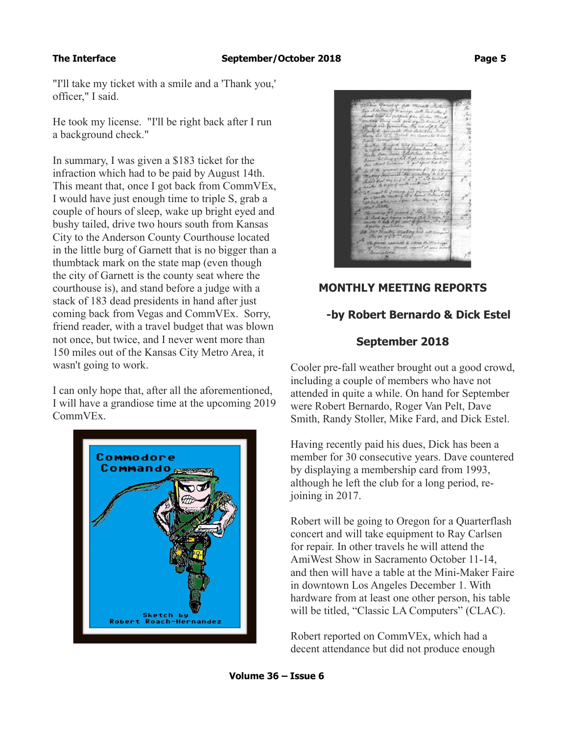"I'll take my ticket with a smile and a 'Thank you,' officer," I said.

He took my license. "I'll be right back after I run a background check."

In summary, I was given a $183 ticket for the infraction which had to be paid by August 14th. This meant that, once I got back from CommVEx, I would have just enough time to triple S, grab a couple of hours of sleep, wake up bright eyed and bushy tailed, drive two hours south from Kansas City to the Anderson County Courthouse located in the little burg of Garnett that is no bigger than a thumbtack mark on the state map (even though the city of Garnett is the county seat where the courthouse is), and stand before a judge with a stack of 183 dead presidents in hand after just coming back from Vegas and CommVEx. Sorry, friend reader, with a travel budget that was blown not once, but twice, and I never went more than 150 miles out of the Kansas City Metro Area, it wasn't going to work.

I can only hope that, after all the aforementioned, I will have a grandiose time at the upcoming 2019 CommVEx.

Commodore Commando

Sketch by Robert Roach-Hernandez

## MONTHLY MEETING REPORTS

### -by Robert Bernardo & Dick Estel

### September 2018

Cooler pre-fall weather brought out a good crowd, including a couple of members who have not attended in quite a while. On hand for September were Robert Bernardo, Roger Van Pelt, Dave Smith, Randy Stoller, Mike Fard, and Dick Estel.

Having recently paid his dues, Dick has been a member for 30 consecutive years. Dave countered by displaying a membership card from 1993, although he left the club for a long period, re-joining in 2017.

Robert will be going to Oregon for a Quarterflash concert and will take equipment to Ray Carlsen for repair. In other travels he will attend the AmiWest Show in Sacramento October 11-14, and then will have a table at the Mini-Maker Faire in downtown Los Angeles December 1. With hardware from at least one other person, his table will be titled, "Classic LA Computers" (CLAC).

Robert reported on CommVEx, which had a decent attendance but did not produce enough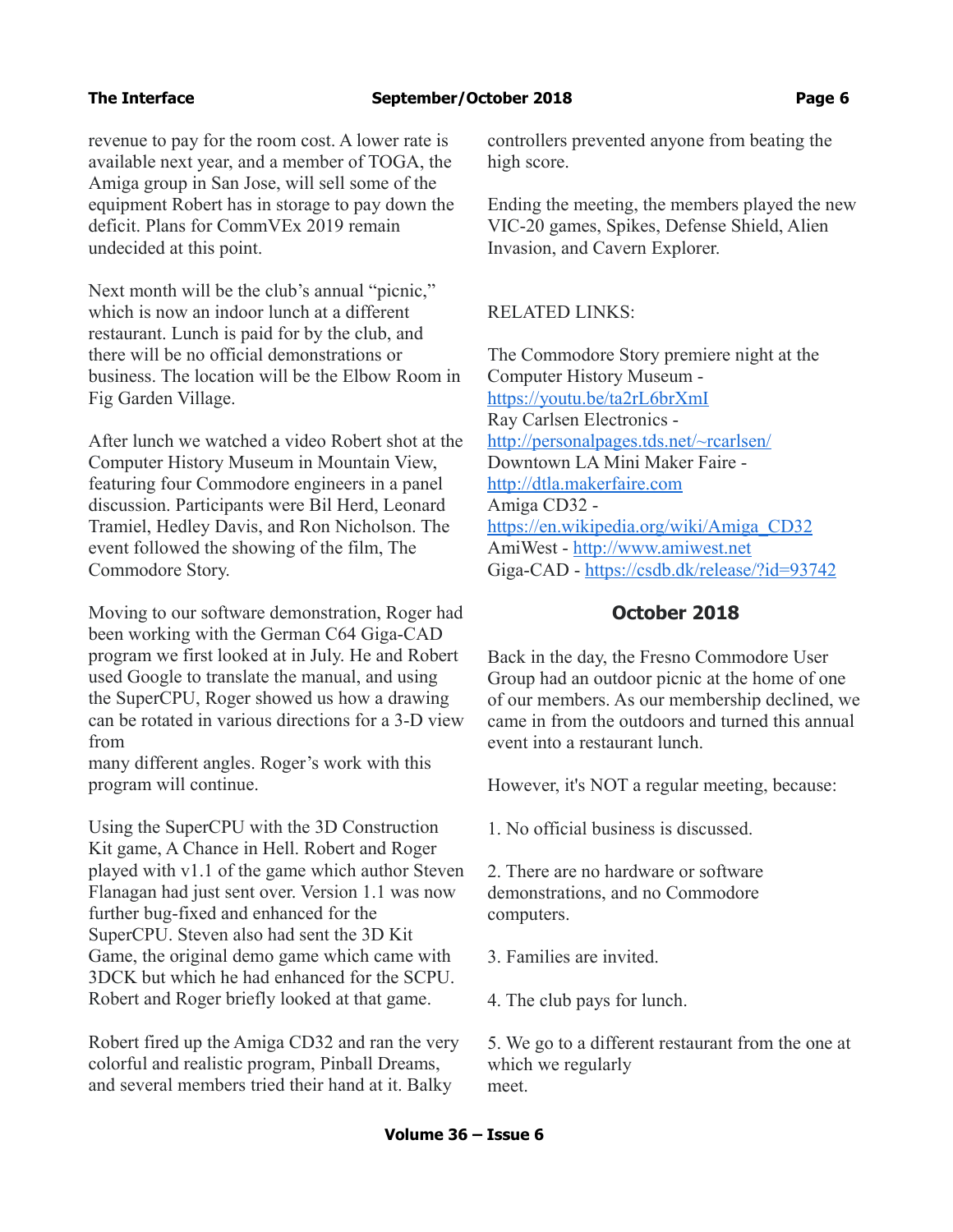revenue to pay for the room cost. A lower rate is available next year, and a member of TOGA, the Amiga group in San Jose, will sell some of the equipment Robert has in storage to pay down the deficit. Plans for CommVEx 2019 remain undecided at this point.

Next month will be the club's annual "picnic," which is now an indoor lunch at a different restaurant. Lunch is paid for by the club, and there will be no official demonstrations or business. The location will be the Elbow Room in Fig Garden Village.

After lunch we watched a video Robert shot at the Computer History Museum in Mountain View, featuring four Commodore engineers in a panel discussion. Participants were Bil Herd, Leonard Tramiel, Hedley Davis, and Ron Nicholson. The event followed the showing of the film, The Commodore Story.

Moving to our software demonstration, Roger had been working with the German C64 Giga-CAD program we first looked at in July. He and Robert used Google to translate the manual, and using the SuperCPU, Roger showed us how a drawing can be rotated in various directions for a 3-D view from many different angles. Roger's work with this program will continue.

Using the SuperCPU with the 3D Construction Kit game, A Chance in Hell. Robert and Roger played with v1.1 of the game which author Steven Flanagan had just sent over. Version 1.1 was now further bug-fixed and enhanced for the SuperCPU. Steven also had sent the 3D Kit Game, the original demo game which came with 3DCK but which he had enhanced for the SCPU. Robert and Roger briefly looked at that game.

Robert fired up the Amiga CD32 and ran the very colorful and realistic program, Pinball Dreams, and several members tried their hand at it. Balky controllers prevented anyone from beating the high score.

Ending the meeting, the members played the new VIC-20 games, Spikes, Defense Shield, Alien Invasion, and Cavern Explorer.

RELATED LINKS:

The Commodore Story premiere night at the Computer History Museum - https://youtu.be/ta2rL6brXmI
Ray Carlsen Electronics - http://personalpages.tds.net/~rcarlsen/
Downtown LA Mini Maker Faire - http://dtla.makerfaire.com
Amiga CD32 - https://en.wikipedia.org/wiki/Amiga_CD32
AmiWest - http://www.amiwest.net
Giga-CAD - https://csdb.dk/release/?id=93742

## October 2018

Back in the day, the Fresno Commodore User Group had an outdoor picnic at the home of one of our members. As our membership declined, we came in from the outdoors and turned this annual event into a restaurant lunch.

However, it's NOT a regular meeting, because:

1. No official business is discussed.

2. There are no hardware or software demonstrations, and no Commodore computers.

3. Families are invited.

4. The club pays for lunch.

5. We go to a different restaurant from the one at which we regularly meet.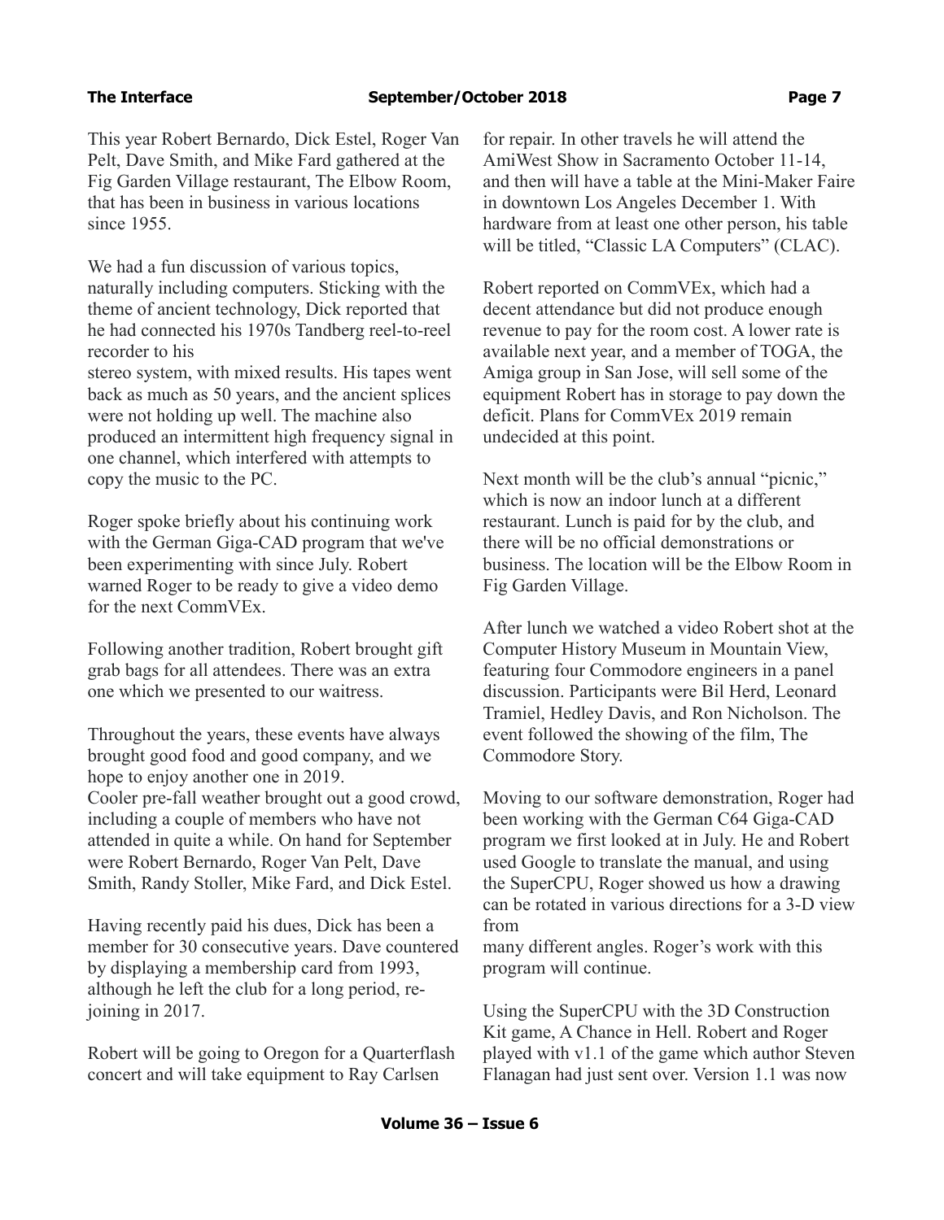This year Robert Bernardo, Dick Estel, Roger Van Pelt, Dave Smith, and Mike Fard gathered at the Fig Garden Village restaurant, The Elbow Room, that has been in business in various locations since 1955.

We had a fun discussion of various topics, naturally including computers. Sticking with the theme of ancient technology, Dick reported that he had connected his 1970s Tandberg reel-to-reel recorder to his stereo system, with mixed results. His tapes went back as much as 50 years, and the ancient splices were not holding up well. The machine also produced an intermittent high frequency signal in one channel, which interfered with attempts to copy the music to the PC.

Roger spoke briefly about his continuing work with the German Giga-CAD program that we've been experimenting with since July. Robert warned Roger to be ready to give a video demo for the next CommVEx.

Following another tradition, Robert brought gift grab bags for all attendees. There was an extra one which we presented to our waitress.

Throughout the years, these events have always brought good food and good company, and we hope to enjoy another one in 2019.

Cooler pre-fall weather brought out a good crowd, including a couple of members who have not attended in quite a while. On hand for September were Robert Bernardo, Roger Van Pelt, Dave Smith, Randy Stoller, Mike Fard, and Dick Estel.

Having recently paid his dues, Dick has been a member for 30 consecutive years. Dave countered by displaying a membership card from 1993, although he left the club for a long period, re-joining in 2017.

Robert will be going to Oregon for a Quarterflash concert and will take equipment to Ray Carlsen for repair. In other travels he will attend the AmiWest Show in Sacramento October 11-14, and then will have a table at the Mini-Maker Faire in downtown Los Angeles December 1. With hardware from at least one other person, his table will be titled, "Classic LA Computers" (CLAC).

Robert reported on CommVEx, which had a decent attendance but did not produce enough revenue to pay for the room cost. A lower rate is available next year, and a member of TOGA, the Amiga group in San Jose, will sell some of the equipment Robert has in storage to pay down the deficit. Plans for CommVEx 2019 remain undecided at this point.

Next month will be the club's annual "picnic," which is now an indoor lunch at a different restaurant. Lunch is paid for by the club, and there will be no official demonstrations or business. The location will be the Elbow Room in Fig Garden Village.

After lunch we watched a video Robert shot at the Computer History Museum in Mountain View, featuring four Commodore engineers in a panel discussion. Participants were Bil Herd, Leonard Tramiel, Hedley Davis, and Ron Nicholson. The event followed the showing of the film, The Commodore Story.

Moving to our software demonstration, Roger had been working with the German C64 Giga-CAD program we first looked at in July. He and Robert used Google to translate the manual, and using the SuperCPU, Roger showed us how a drawing can be rotated in various directions for a 3-D view from many different angles. Roger's work with this program will continue.

Using the SuperCPU with the 3D Construction Kit game, A Chance in Hell. Robert and Roger played with v1.1 of the game which author Steven Flanagan had just sent over. Version 1.1 was now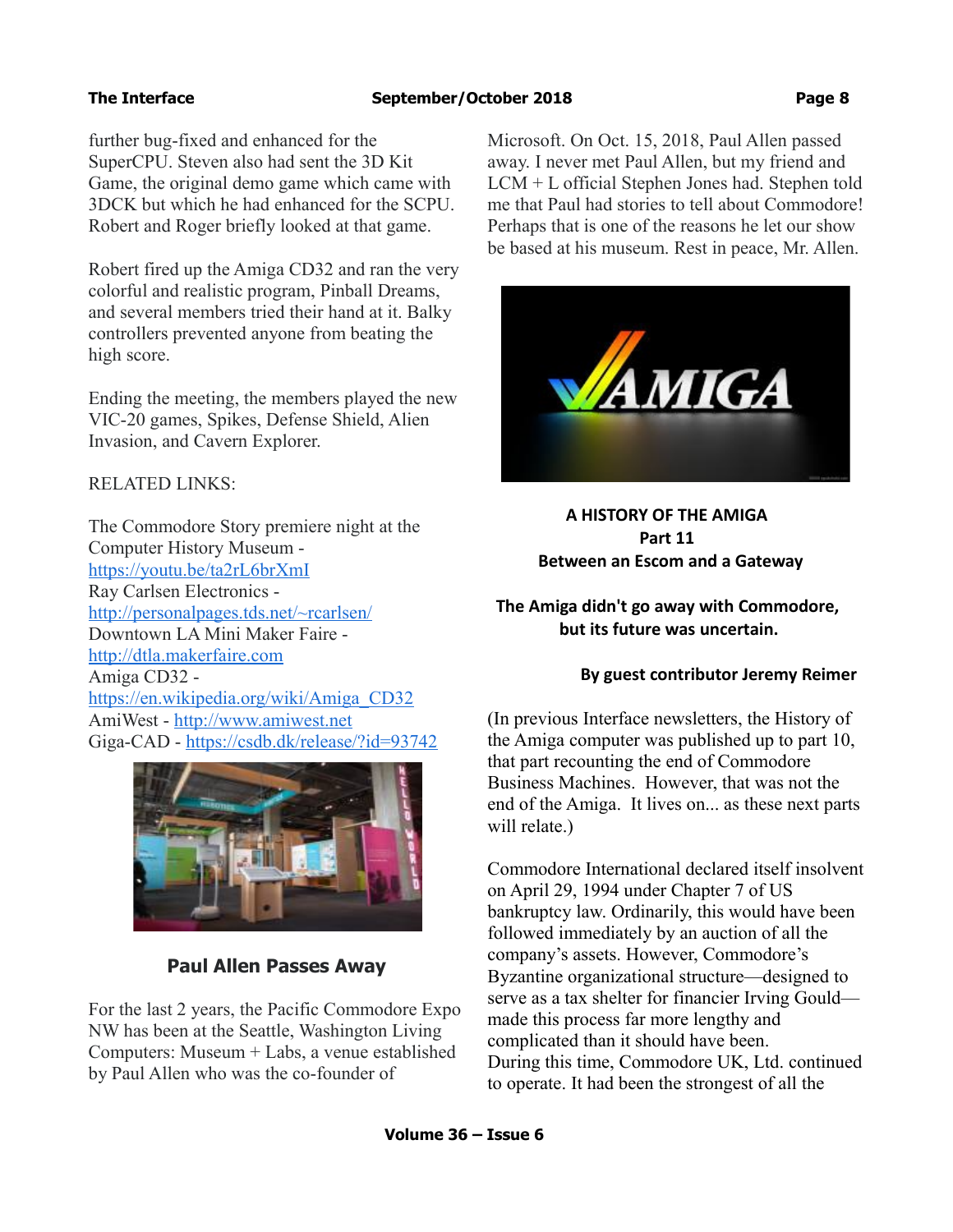further bug-fixed and enhanced for the SuperCPU. Steven also had sent the 3D Kit Game, the original demo game which came with 3DCK but which he had enhanced for the SCPU. Robert and Roger briefly looked at that game.

Robert fired up the Amiga CD32 and ran the very colorful and realistic program, Pinball Dreams, and several members tried their hand at it. Balky controllers prevented anyone from beating the high score.

Ending the meeting, the members played the new VIC-20 games, Spikes, Defense Shield, Alien Invasion, and Cavern Explorer.

RELATED LINKS:

The Commodore Story premiere night at the Computer History Museum - https://youtu.be/ta2rL6brXmI
Ray Carlsen Electronics - http://personalpages.tds.net/~rcarlsen/
Downtown LA Mini Maker Faire - http://dtla.makerfaire.com
Amiga CD32 - https://en.wikipedia.org/wiki/Amiga_CD32
AmiWest - http://www.amiwest.net
Giga-CAD - https://csdb.dk/release/?id=93742

## Paul Allen Passes Away

For the last 2 years, the Pacific Commodore Expo NW has been at the Seattle, Washington Living Computers: Museum + Labs, a venue established by Paul Allen who was the co-founder of Microsoft. On Oct. 15, 2018, Paul Allen passed away. I never met Paul Allen, but my friend and LCM + L official Stephen Jones had. Stephen told me that Paul had stories to tell about Commodore! Perhaps that is one of the reasons he let our show be based at his museum. Rest in peace, Mr. Allen.

## A HISTORY OF THE AMIGA
## Part 11
## Between an Escom and a Gateway

**The Amiga didn't go away with Commodore, but its future was uncertain.**

**By guest contributor Jeremy Reimer**

(In previous Interface newsletters, the History of the Amiga computer was published up to part 10, that part recounting the end of Commodore Business Machines. However, that was not the end of the Amiga. It lives on... as these next parts will relate.)

Commodore International declared itself insolvent on April 29, 1994 under Chapter 7 of US bankruptcy law. Ordinarily, this would have been followed immediately by an auction of all the company's assets. However, Commodore's Byzantine organizational structure—designed to serve as a tax shelter for financier Irving Gould—made this process far more lengthy and complicated than it should have been.
During this time, Commodore UK, Ltd. continued to operate. It had been the strongest of all the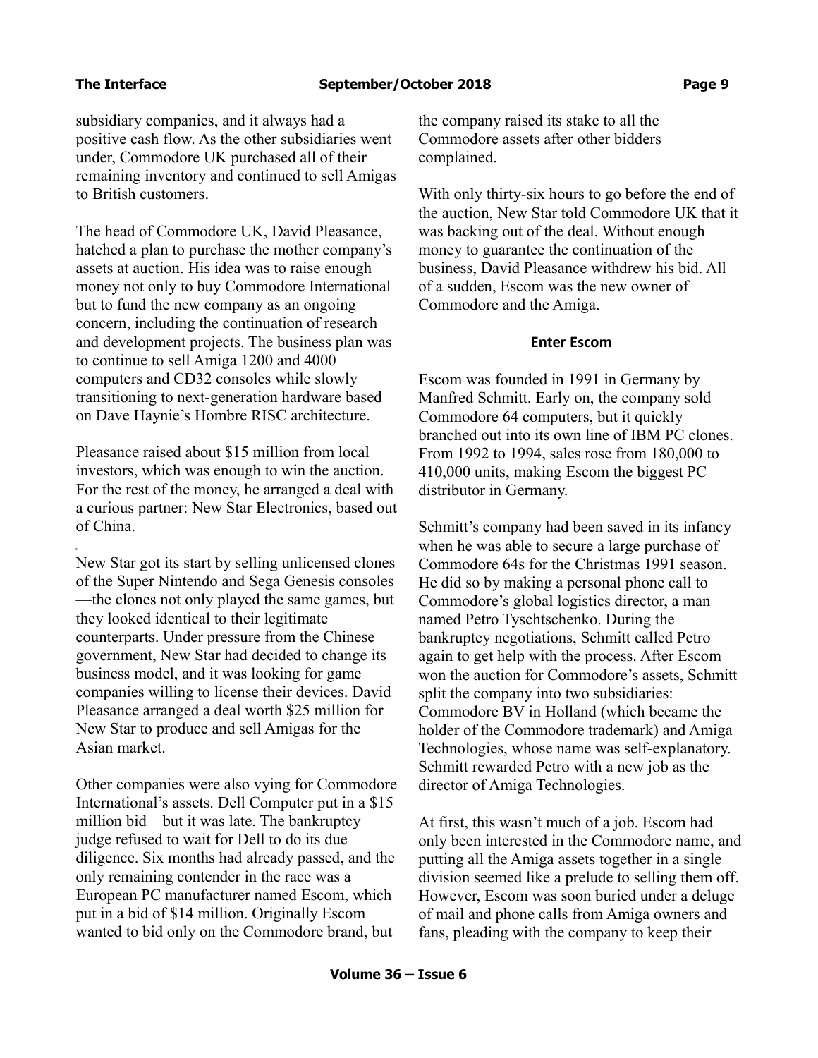subsidiary companies, and it always had a positive cash flow. As the other subsidiaries went under, Commodore UK purchased all of their remaining inventory and continued to sell Amigas to British customers.

The head of Commodore UK, David Pleasance, hatched a plan to purchase the mother company's assets at auction. His idea was to raise enough money not only to buy Commodore International but to fund the new company as an ongoing concern, including the continuation of research and development projects. The business plan was to continue to sell Amiga 1200 and 4000 computers and CD32 consoles while slowly transitioning to next-generation hardware based on Dave Haynie's Hombre RISC architecture.

Pleasance raised about $15 million from local investors, which was enough to win the auction. For the rest of the money, he arranged a deal with a curious partner: New Star Electronics, based out of China.

New Star got its start by selling unlicensed clones of the Super Nintendo and Sega Genesis consoles—the clones not only played the same games, but they looked identical to their legitimate counterparts. Under pressure from the Chinese government, New Star had decided to change its business model, and it was looking for game companies willing to license their devices. David Pleasance arranged a deal worth $25 million for New Star to produce and sell Amigas for the Asian market.

Other companies were also vying for Commodore International's assets. Dell Computer put in a $15 million bid—but it was late. The bankruptcy judge refused to wait for Dell to do its due diligence. Six months had already passed, and the only remaining contender in the race was a European PC manufacturer named Escom, which put in a bid of $14 million. Originally Escom wanted to bid only on the Commodore brand, but the company raised its stake to all the Commodore assets after other bidders complained.

With only thirty-six hours to go before the end of the auction, New Star told Commodore UK that it was backing out of the deal. Without enough money to guarantee the continuation of the business, David Pleasance withdrew his bid. All of a sudden, Escom was the new owner of Commodore and the Amiga.

### Enter Escom

Escom was founded in 1991 in Germany by Manfred Schmitt. Early on, the company sold Commodore 64 computers, but it quickly branched out into its own line of IBM PC clones. From 1992 to 1994, sales rose from 180,000 to 410,000 units, making Escom the biggest PC distributor in Germany.

Schmitt's company had been saved in its infancy when he was able to secure a large purchase of Commodore 64s for the Christmas 1991 season. He did so by making a personal phone call to Commodore's global logistics director, a man named Petro Tyschtschenko. During the bankruptcy negotiations, Schmitt called Petro again to get help with the process. After Escom won the auction for Commodore's assets, Schmitt split the company into two subsidiaries: Commodore BV in Holland (which became the holder of the Commodore trademark) and Amiga Technologies, whose name was self-explanatory. Schmitt rewarded Petro with a new job as the director of Amiga Technologies.

At first, this wasn't much of a job. Escom had only been interested in the Commodore name, and putting all the Amiga assets together in a single division seemed like a prelude to selling them off. However, Escom was soon buried under a deluge of mail and phone calls from Amiga owners and fans, pleading with the company to keep their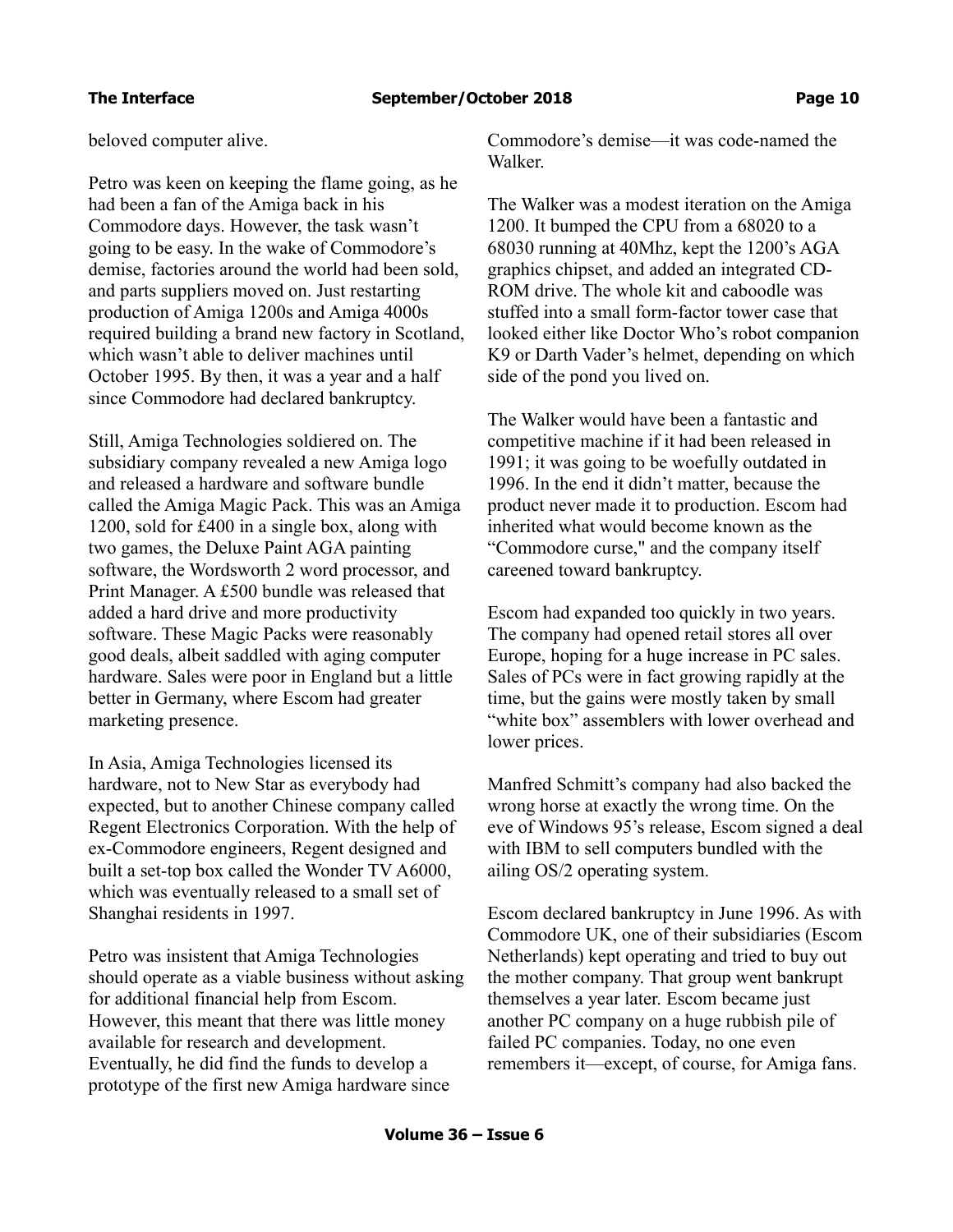beloved computer alive.

Petro was keen on keeping the flame going, as he had been a fan of the Amiga back in his Commodore days. However, the task wasn't going to be easy. In the wake of Commodore's demise, factories around the world had been sold, and parts suppliers moved on. Just restarting production of Amiga 1200s and Amiga 4000s required building a brand new factory in Scotland, which wasn't able to deliver machines until October 1995. By then, it was a year and a half since Commodore had declared bankruptcy.

Still, Amiga Technologies soldiered on. The subsidiary company revealed a new Amiga logo and released a hardware and software bundle called the Amiga Magic Pack. This was an Amiga 1200, sold for £400 in a single box, along with two games, the Deluxe Paint AGA painting software, the Wordsworth 2 word processor, and Print Manager. A £500 bundle was released that added a hard drive and more productivity software. These Magic Packs were reasonably good deals, albeit saddled with aging computer hardware. Sales were poor in England but a little better in Germany, where Escom had greater marketing presence.

In Asia, Amiga Technologies licensed its hardware, not to New Star as everybody had expected, but to another Chinese company called Regent Electronics Corporation. With the help of ex-Commodore engineers, Regent designed and built a set-top box called the Wonder TV A6000, which was eventually released to a small set of Shanghai residents in 1997.

Petro was insistent that Amiga Technologies should operate as a viable business without asking for additional financial help from Escom. However, this meant that there was little money available for research and development. Eventually, he did find the funds to develop a prototype of the first new Amiga hardware since Commodore's demise—it was code-named the Walker.

The Walker was a modest iteration on the Amiga 1200. It bumped the CPU from a 68020 to a 68030 running at 40Mhz, kept the 1200's AGA graphics chipset, and added an integrated CD-ROM drive. The whole kit and caboodle was stuffed into a small form-factor tower case that looked either like Doctor Who's robot companion K9 or Darth Vader's helmet, depending on which side of the pond you lived on.

The Walker would have been a fantastic and competitive machine if it had been released in 1991; it was going to be woefully outdated in 1996. In the end it didn't matter, because the product never made it to production. Escom had inherited what would become known as the "Commodore curse," and the company itself careened toward bankruptcy.

Escom had expanded too quickly in two years. The company had opened retail stores all over Europe, hoping for a huge increase in PC sales. Sales of PCs were in fact growing rapidly at the time, but the gains were mostly taken by small "white box" assemblers with lower overhead and lower prices.

Manfred Schmitt's company had also backed the wrong horse at exactly the wrong time. On the eve of Windows 95's release, Escom signed a deal with IBM to sell computers bundled with the ailing OS/2 operating system.

Escom declared bankruptcy in June 1996. As with Commodore UK, one of their subsidiaries (Escom Netherlands) kept operating and tried to buy out the mother company. That group went bankrupt themselves a year later. Escom became just another PC company on a huge rubbish pile of failed PC companies. Today, no one even remembers it—except, of course, for Amiga fans.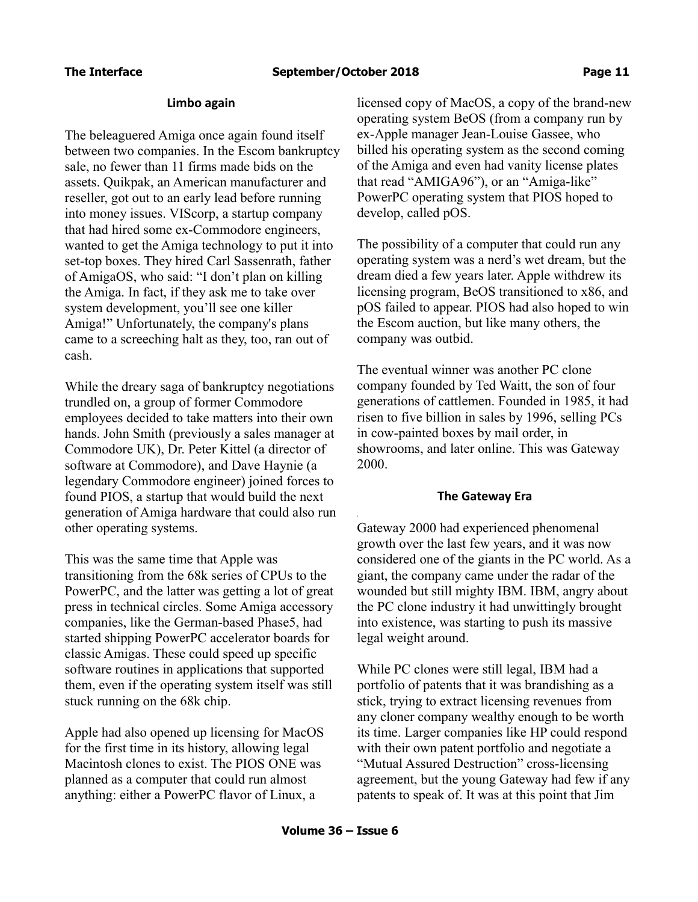### Limbo again

The beleaguered Amiga once again found itself between two companies. In the Escom bankruptcy sale, no fewer than 11 firms made bids on the assets. Quikpak, an American manufacturer and reseller, got out to an early lead before running into money issues. VIScorp, a startup company that had hired some ex-Commodore engineers, wanted to get the Amiga technology to put it into set-top boxes. They hired Carl Sassenrath, father of AmigaOS, who said: "I don't plan on killing the Amiga. In fact, if they ask me to take over system development, you'll see one killer Amiga!" Unfortunately, the company's plans came to a screeching halt as they, too, ran out of cash.

While the dreary saga of bankruptcy negotiations trundled on, a group of former Commodore employees decided to take matters into their own hands. John Smith (previously a sales manager at Commodore UK), Dr. Peter Kittel (a director of software at Commodore), and Dave Haynie (a legendary Commodore engineer) joined forces to found PIOS, a startup that would build the next generation of Amiga hardware that could also run other operating systems.

This was the same time that Apple was transitioning from the 68k series of CPUs to the PowerPC, and the latter was getting a lot of great press in technical circles. Some Amiga accessory companies, like the German-based Phase5, had started shipping PowerPC accelerator boards for classic Amigas. These could speed up specific software routines in applications that supported them, even if the operating system itself was still stuck running on the 68k chip.

Apple had also opened up licensing for MacOS for the first time in its history, allowing legal Macintosh clones to exist. The PIOS ONE was planned as a computer that could run almost anything: either a PowerPC flavor of Linux, a licensed copy of MacOS, a copy of the brand-new operating system BeOS (from a company run by ex-Apple manager Jean-Louise Gassee, who billed his operating system as the second coming of the Amiga and even had vanity license plates that read "AMIGA96"), or an "Amiga-like" PowerPC operating system that PIOS hoped to develop, called pOS.

The possibility of a computer that could run any operating system was a nerd's wet dream, but the dream died a few years later. Apple withdrew its licensing program, BeOS transitioned to x86, and pOS failed to appear. PIOS had also hoped to win the Escom auction, but like many others, the company was outbid.

The eventual winner was another PC clone company founded by Ted Waitt, the son of four generations of cattlemen. Founded in 1985, it had risen to five billion in sales by 1996, selling PCs in cow-painted boxes by mail order, in showrooms, and later online. This was Gateway 2000.

### The Gateway Era

Gateway 2000 had experienced phenomenal growth over the last few years, and it was now considered one of the giants in the PC world. As a giant, the company came under the radar of the wounded but still mighty IBM. IBM, angry about the PC clone industry it had unwittingly brought into existence, was starting to push its massive legal weight around.

While PC clones were still legal, IBM had a portfolio of patents that it was brandishing as a stick, trying to extract licensing revenues from any cloner company wealthy enough to be worth its time. Larger companies like HP could respond with their own patent portfolio and negotiate a "Mutual Assured Destruction" cross-licensing agreement, but the young Gateway had few if any patents to speak of. It was at this point that Jim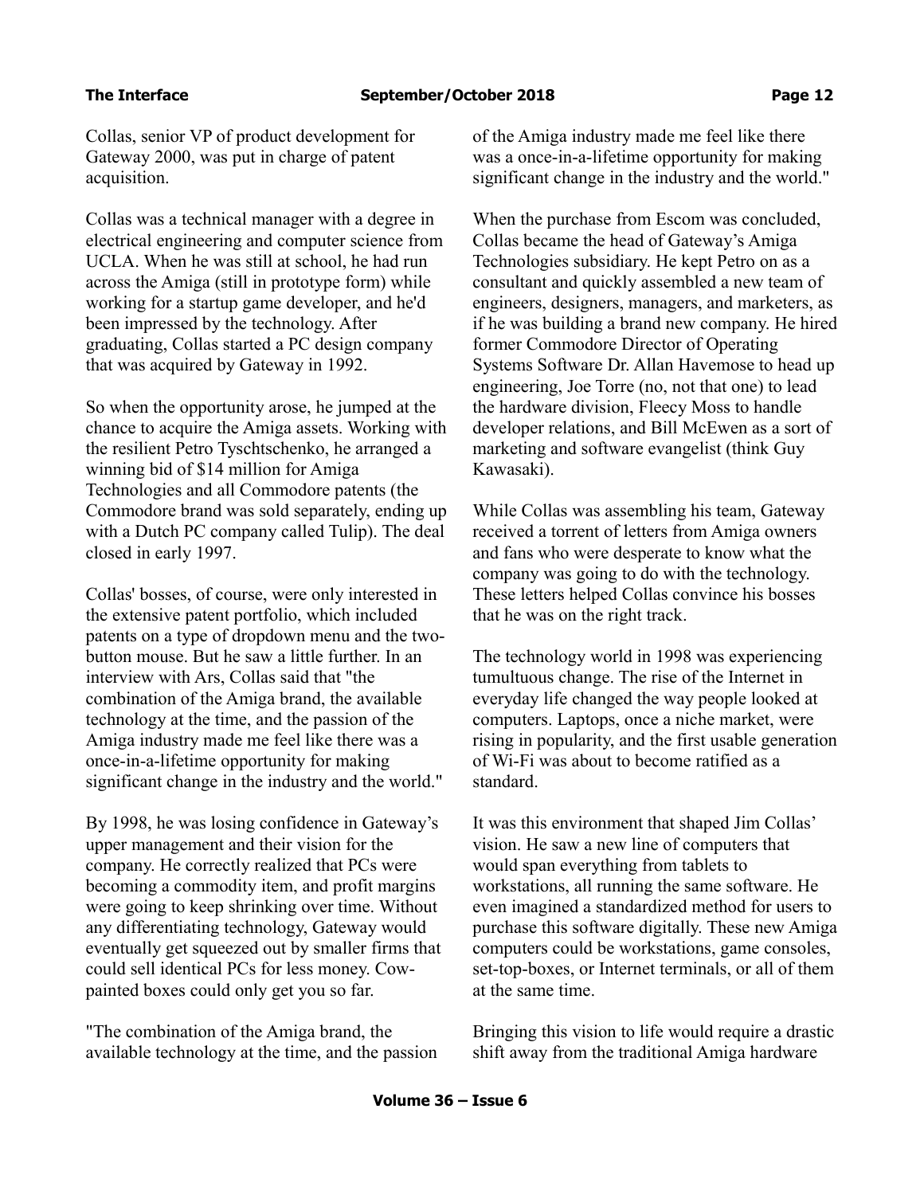Collas, senior VP of product development for Gateway 2000, was put in charge of patent acquisition.

Collas was a technical manager with a degree in electrical engineering and computer science from UCLA. When he was still at school, he had run across the Amiga (still in prototype form) while working for a startup game developer, and he'd been impressed by the technology. After graduating, Collas started a PC design company that was acquired by Gateway in 1992.

So when the opportunity arose, he jumped at the chance to acquire the Amiga assets. Working with the resilient Petro Tyschtschenko, he arranged a winning bid of $14 million for Amiga Technologies and all Commodore patents (the Commodore brand was sold separately, ending up with a Dutch PC company called Tulip). The deal closed in early 1997.

Collas' bosses, of course, were only interested in the extensive patent portfolio, which included patents on a type of dropdown menu and the two-button mouse. But he saw a little further. In an interview with Ars, Collas said that "the combination of the Amiga brand, the available technology at the time, and the passion of the Amiga industry made me feel like there was a once-in-a-lifetime opportunity for making significant change in the industry and the world."

By 1998, he was losing confidence in Gateway's upper management and their vision for the company. He correctly realized that PCs were becoming a commodity item, and profit margins were going to keep shrinking over time. Without any differentiating technology, Gateway would eventually get squeezed out by smaller firms that could sell identical PCs for less money. Cow-painted boxes could only get you so far.

"The combination of the Amiga brand, the available technology at the time, and the passion of the Amiga industry made me feel like there was a once-in-a-lifetime opportunity for making significant change in the industry and the world."

When the purchase from Escom was concluded, Collas became the head of Gateway's Amiga Technologies subsidiary. He kept Petro on as a consultant and quickly assembled a new team of engineers, designers, managers, and marketers, as if he was building a brand new company. He hired former Commodore Director of Operating Systems Software Dr. Allan Havemose to head up engineering, Joe Torre (no, not that one) to lead the hardware division, Fleecy Moss to handle developer relations, and Bill McEwen as a sort of marketing and software evangelist (think Guy Kawasaki).

While Collas was assembling his team, Gateway received a torrent of letters from Amiga owners and fans who were desperate to know what the company was going to do with the technology. These letters helped Collas convince his bosses that he was on the right track.

The technology world in 1998 was experiencing tumultuous change. The rise of the Internet in everyday life changed the way people looked at computers. Laptops, once a niche market, were rising in popularity, and the first usable generation of Wi-Fi was about to become ratified as a standard.

It was this environment that shaped Jim Collas' vision. He saw a new line of computers that would span everything from tablets to workstations, all running the same software. He even imagined a standardized method for users to purchase this software digitally. These new Amiga computers could be workstations, game consoles, set-top-boxes, or Internet terminals, or all of them at the same time.

Bringing this vision to life would require a drastic shift away from the traditional Amiga hardware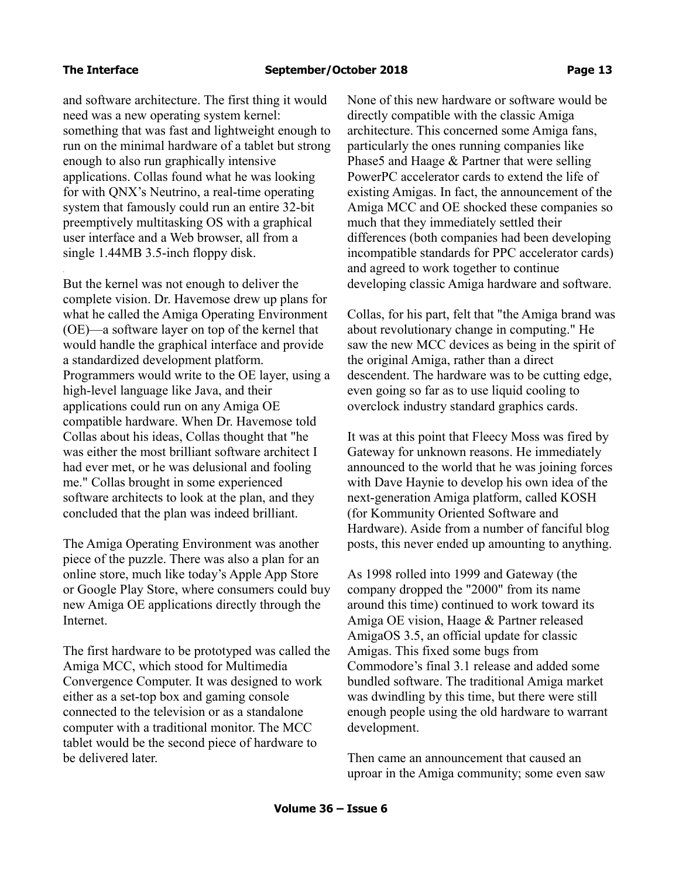and software architecture. The first thing it would need was a new operating system kernel: something that was fast and lightweight enough to run on the minimal hardware of a tablet but strong enough to also run graphically intensive applications. Collas found what he was looking for with QNX's Neutrino, a real-time operating system that famously could run an entire 32-bit preemptively multitasking OS with a graphical user interface and a Web browser, all from a single 1.44MB 3.5-inch floppy disk.

But the kernel was not enough to deliver the complete vision. Dr. Havemose drew up plans for what he called the Amiga Operating Environment (OE)—a software layer on top of the kernel that would handle the graphical interface and provide a standardized development platform. Programmers would write to the OE layer, using a high-level language like Java, and their applications could run on any Amiga OE compatible hardware. When Dr. Havemose told Collas about his ideas, Collas thought that "he was either the most brilliant software architect I had ever met, or he was delusional and fooling me." Collas brought in some experienced software architects to look at the plan, and they concluded that the plan was indeed brilliant.

The Amiga Operating Environment was another piece of the puzzle. There was also a plan for an online store, much like today's Apple App Store or Google Play Store, where consumers could buy new Amiga OE applications directly through the Internet.

The first hardware to be prototyped was called the Amiga MCC, which stood for Multimedia Convergence Computer. It was designed to work either as a set-top box and gaming console connected to the television or as a standalone computer with a traditional monitor. The MCC tablet would be the second piece of hardware to be delivered later.

None of this new hardware or software would be directly compatible with the classic Amiga architecture. This concerned some Amiga fans, particularly the ones running companies like Phase5 and Haage & Partner that were selling PowerPC accelerator cards to extend the life of existing Amigas. In fact, the announcement of the Amiga MCC and OE shocked these companies so much that they immediately settled their differences (both companies had been developing incompatible standards for PPC accelerator cards) and agreed to work together to continue developing classic Amiga hardware and software.

Collas, for his part, felt that "the Amiga brand was about revolutionary change in computing." He saw the new MCC devices as being in the spirit of the original Amiga, rather than a direct descendent. The hardware was to be cutting edge, even going so far as to use liquid cooling to overclock industry standard graphics cards.

It was at this point that Fleecy Moss was fired by Gateway for unknown reasons. He immediately announced to the world that he was joining forces with Dave Haynie to develop his own idea of the next-generation Amiga platform, called KOSH (for Kommunity Oriented Software and Hardware). Aside from a number of fanciful blog posts, this never ended up amounting to anything.

As 1998 rolled into 1999 and Gateway (the company dropped the "2000" from its name around this time) continued to work toward its Amiga OE vision, Haage & Partner released AmigaOS 3.5, an official update for classic Amigas. This fixed some bugs from Commodore's final 3.1 release and added some bundled software. The traditional Amiga market was dwindling by this time, but there were still enough people using the old hardware to warrant development.

Then came an announcement that caused an uproar in the Amiga community; some even saw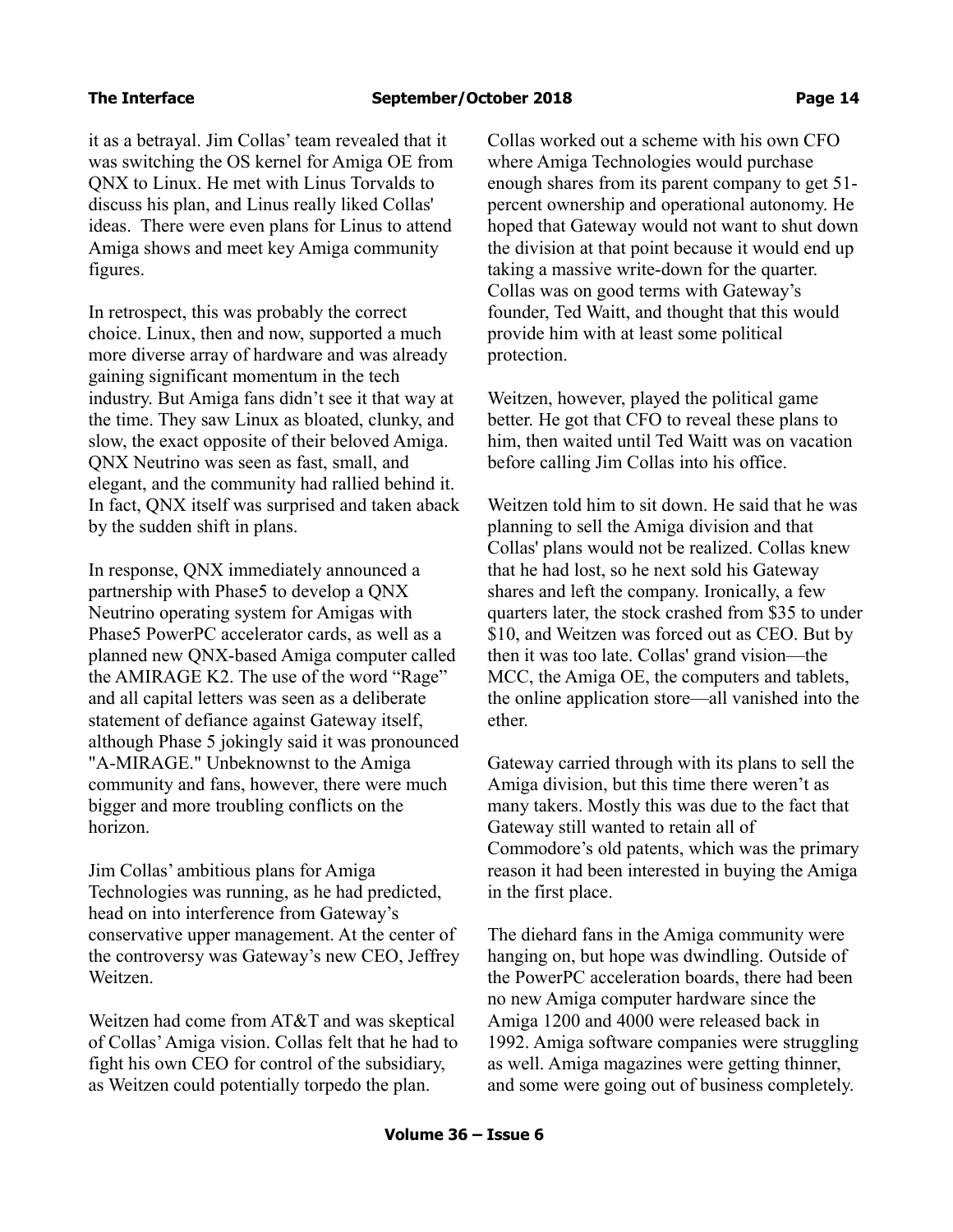it as a betrayal. Jim Collas' team revealed that it was switching the OS kernel for Amiga OE from QNX to Linux. He met with Linus Torvalds to discuss his plan, and Linus really liked Collas' ideas. There were even plans for Linus to attend Amiga shows and meet key Amiga community figures.

In retrospect, this was probably the correct choice. Linux, then and now, supported a much more diverse array of hardware and was already gaining significant momentum in the tech industry. But Amiga fans didn't see it that way at the time. They saw Linux as bloated, clunky, and slow, the exact opposite of their beloved Amiga. QNX Neutrino was seen as fast, small, and elegant, and the community had rallied behind it. In fact, QNX itself was surprised and taken aback by the sudden shift in plans.

In response, QNX immediately announced a partnership with Phase5 to develop a QNX Neutrino operating system for Amigas with Phase5 PowerPC accelerator cards, as well as a planned new QNX-based Amiga computer called the AMIRAGE K2. The use of the word "Rage" and all capital letters was seen as a deliberate statement of defiance against Gateway itself, although Phase 5 jokingly said it was pronounced "A-MIRAGE." Unbeknownst to the Amiga community and fans, however, there were much bigger and more troubling conflicts on the horizon.

Jim Collas' ambitious plans for Amiga Technologies was running, as he had predicted, head on into interference from Gateway's conservative upper management. At the center of the controversy was Gateway's new CEO, Jeffrey Weitzen.

Weitzen had come from AT&T and was skeptical of Collas' Amiga vision. Collas felt that he had to fight his own CEO for control of the subsidiary, as Weitzen could potentially torpedo the plan.

Collas worked out a scheme with his own CFO where Amiga Technologies would purchase enough shares from its parent company to get 51-percent ownership and operational autonomy. He hoped that Gateway would not want to shut down the division at that point because it would end up taking a massive write-down for the quarter. Collas was on good terms with Gateway's founder, Ted Waitt, and thought that this would provide him with at least some political protection.

Weitzen, however, played the political game better. He got that CFO to reveal these plans to him, then waited until Ted Waitt was on vacation before calling Jim Collas into his office.

Weitzen told him to sit down. He said that he was planning to sell the Amiga division and that Collas' plans would not be realized. Collas knew that he had lost, so he next sold his Gateway shares and left the company. Ironically, a few quarters later, the stock crashed from $35 to under $10, and Weitzen was forced out as CEO. But by then it was too late. Collas' grand vision—the MCC, the Amiga OE, the computers and tablets, the online application store—all vanished into the ether.

Gateway carried through with its plans to sell the Amiga division, but this time there weren't as many takers. Mostly this was due to the fact that Gateway still wanted to retain all of Commodore's old patents, which was the primary reason it had been interested in buying the Amiga in the first place.

The diehard fans in the Amiga community were hanging on, but hope was dwindling. Outside of the PowerPC acceleration boards, there had been no new Amiga computer hardware since the Amiga 1200 and 4000 were released back in 1992. Amiga software companies were struggling as well. Amiga magazines were getting thinner, and some were going out of business completely.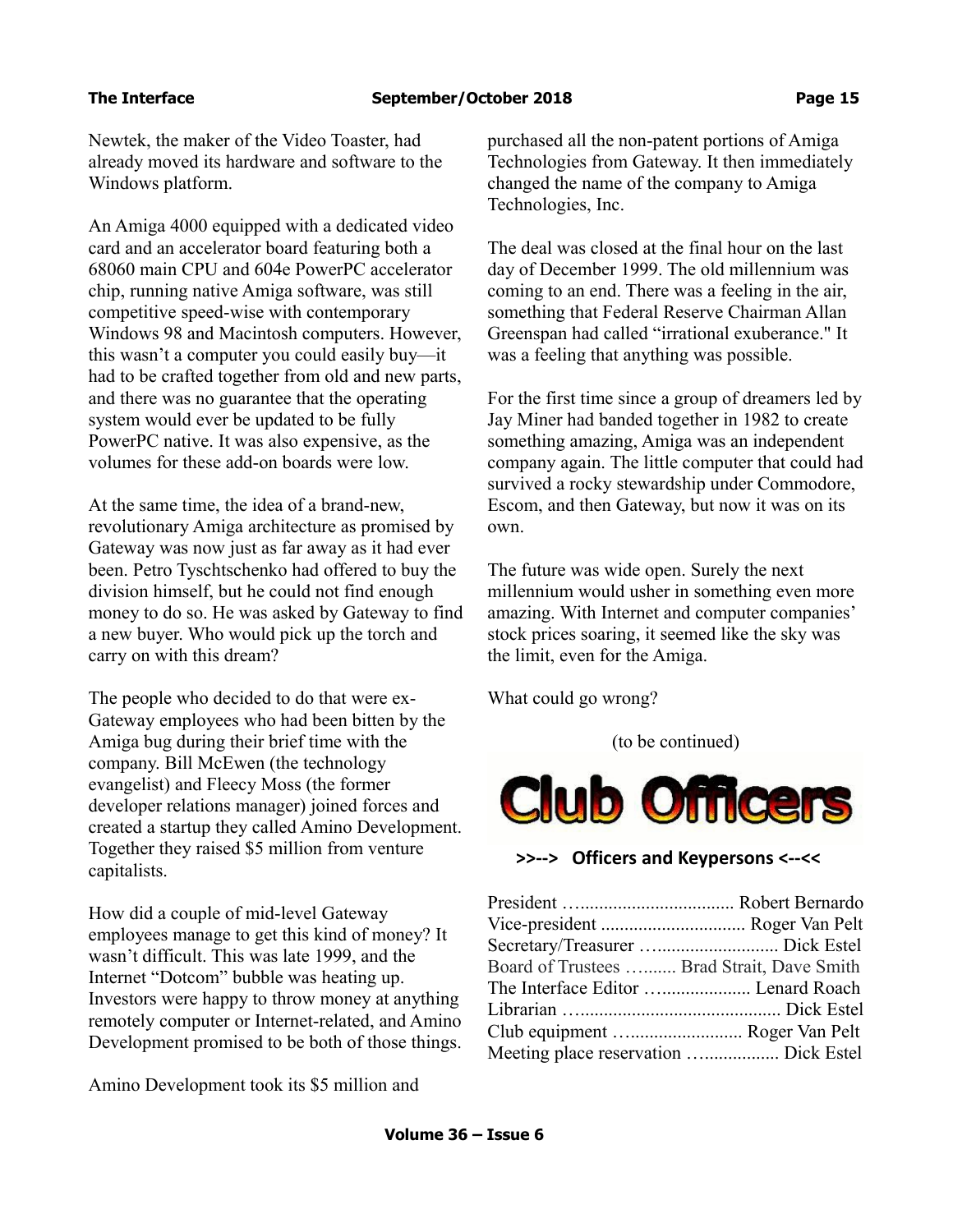Newtek, the maker of the Video Toaster, had already moved its hardware and software to the Windows platform.

An Amiga 4000 equipped with a dedicated video card and an accelerator board featuring both a 68060 main CPU and 604e PowerPC accelerator chip, running native Amiga software, was still competitive speed-wise with contemporary Windows 98 and Macintosh computers. However, this wasn't a computer you could easily buy—it had to be crafted together from old and new parts, and there was no guarantee that the operating system would ever be updated to be fully PowerPC native. It was also expensive, as the volumes for these add-on boards were low.

At the same time, the idea of a brand-new, revolutionary Amiga architecture as promised by Gateway was now just as far away as it had ever been. Petro Tyschtschenko had offered to buy the division himself, but he could not find enough money to do so. He was asked by Gateway to find a new buyer. Who would pick up the torch and carry on with this dream?

The people who decided to do that were ex-Gateway employees who had been bitten by the Amiga bug during their brief time with the company. Bill McEwen (the technology evangelist) and Fleecy Moss (the former developer relations manager) joined forces and created a startup they called Amino Development. Together they raised $5 million from venture capitalists.

How did a couple of mid-level Gateway employees manage to get this kind of money? It wasn't difficult. This was late 1999, and the Internet "Dotcom" bubble was heating up. Investors were happy to throw money at anything remotely computer or Internet-related, and Amino Development promised to be both of those things.

Amino Development took its $5 million and purchased all the non-patent portions of Amiga Technologies from Gateway. It then immediately changed the name of the company to Amiga Technologies, Inc.

The deal was closed at the final hour on the last day of December 1999. The old millennium was coming to an end. There was a feeling in the air, something that Federal Reserve Chairman Allan Greenspan had called "irrational exuberance." It was a feeling that anything was possible.

For the first time since a group of dreamers led by Jay Miner had banded together in 1982 to create something amazing, Amiga was an independent company again. The little computer that could had survived a rocky stewardship under Commodore, Escom, and then Gateway, but now it was on its own.

The future was wide open. Surely the next millennium would usher in something even more amazing. With Internet and computer companies' stock prices soaring, it seemed like the sky was the limit, even for the Amiga.

What could go wrong?

(to be continued)

# Club Officers

**>>--> Officers and Keypersons <--<<**

President …................................ Robert Bernardo
Vice-president .............................. Roger Van Pelt
Secretary/Treasurer …......................... Dick Estel
Board of Trustees …....... Brad Strait, Dave Smith
The Interface Editor …................... Lenard Roach
Librarian …......................................... Dick Estel
Club equipment …....................... Roger Van Pelt
Meeting place reservation ….............. Dick Estel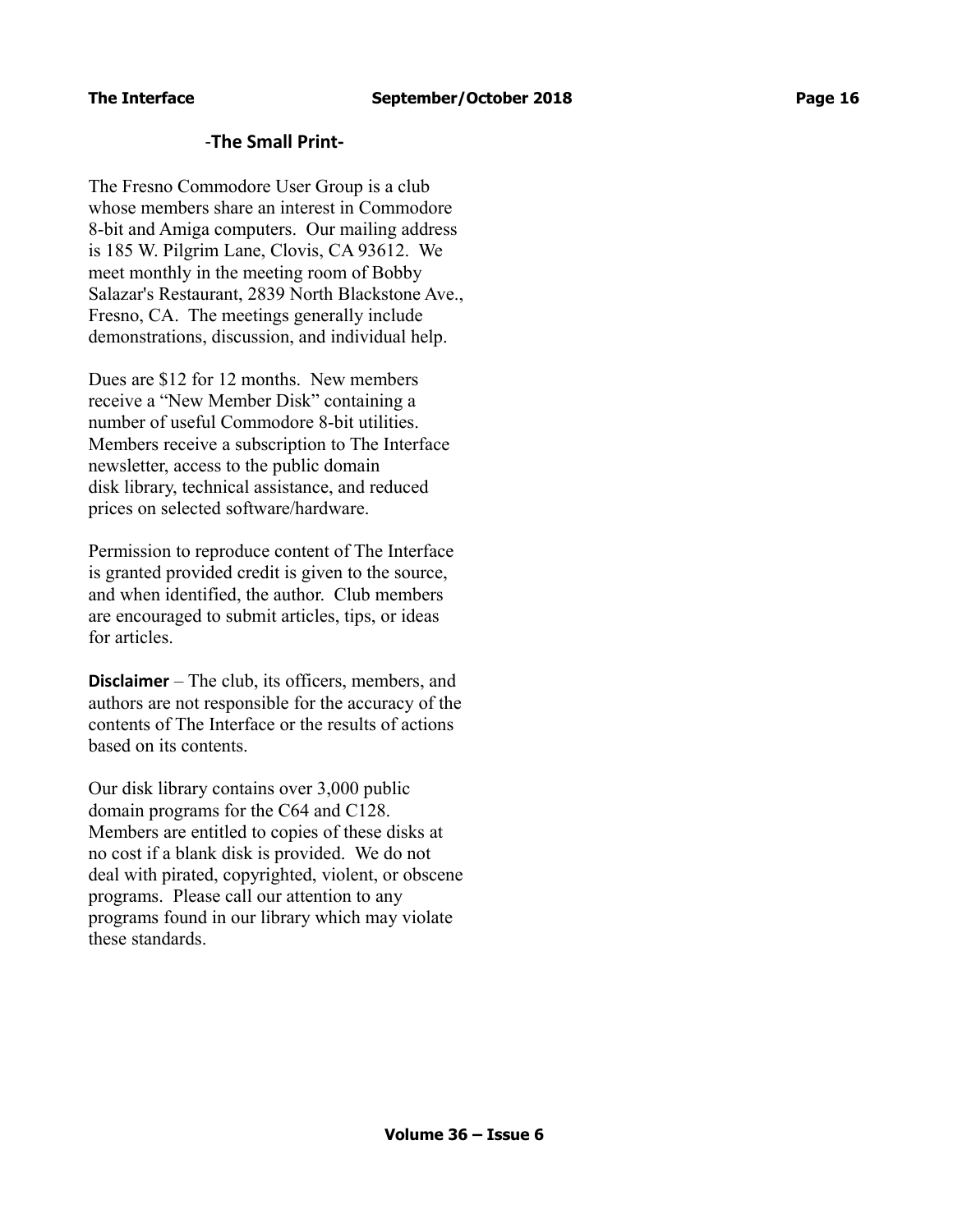## -The Small Print-

The Fresno Commodore User Group is a club whose members share an interest in Commodore 8-bit and Amiga computers. Our mailing address is 185 W. Pilgrim Lane, Clovis, CA 93612. We meet monthly in the meeting room of Bobby Salazar's Restaurant, 2839 North Blackstone Ave., Fresno, CA. The meetings generally include demonstrations, discussion, and individual help.

Dues are $12 for 12 months. New members receive a "New Member Disk" containing a number of useful Commodore 8-bit utilities. Members receive a subscription to The Interface newsletter, access to the public domain disk library, technical assistance, and reduced prices on selected software/hardware.

Permission to reproduce content of The Interface is granted provided credit is given to the source, and when identified, the author. Club members are encouraged to submit articles, tips, or ideas for articles.

**Disclaimer** – The club, its officers, members, and authors are not responsible for the accuracy of the contents of The Interface or the results of actions based on its contents.

Our disk library contains over 3,000 public domain programs for the C64 and C128. Members are entitled to copies of these disks at no cost if a blank disk is provided. We do not deal with pirated, copyrighted, violent, or obscene programs. Please call our attention to any programs found in our library which may violate these standards.